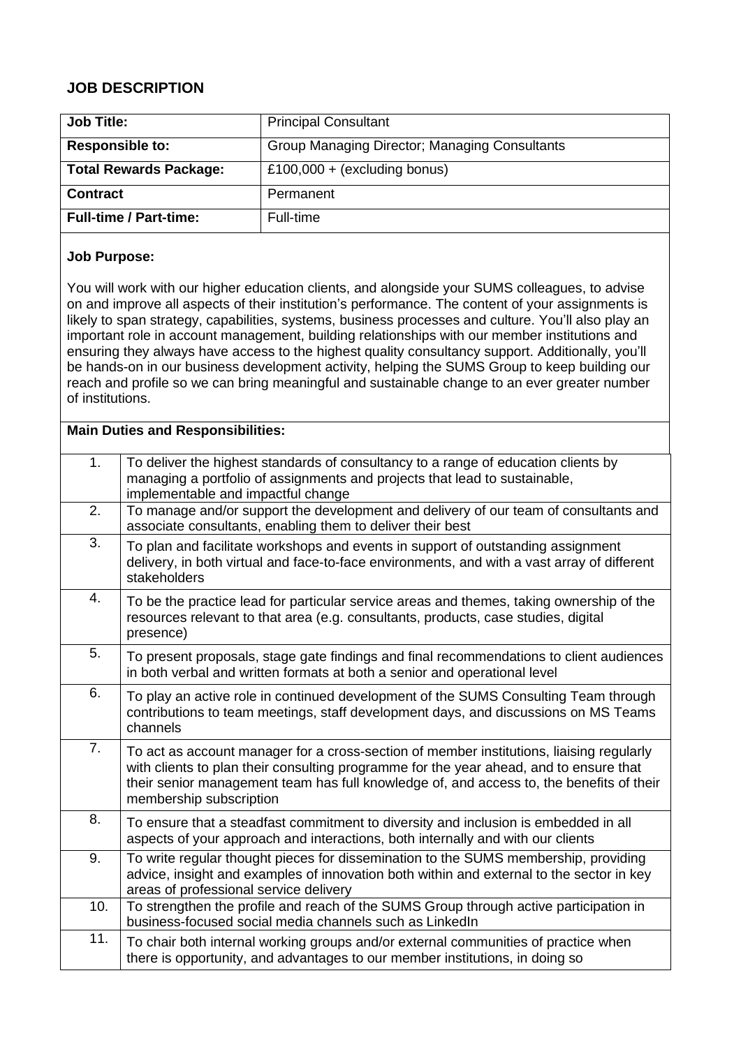## JOB DESCRIPTION

| **Job Title:** | Principal Consultant |
|---|---|
| **Responsible to:** | Group Managing Director; Managing Consultants |
| **Total Rewards Package:** | £100,000 + (excluding bonus) |
| **Contract** | Permanent |
| **Full-time / Part-time:** | Full-time |

**Job Purpose:**

You will work with our higher education clients, and alongside your SUMS colleagues, to advise on and improve all aspects of their institution's performance. The content of your assignments is likely to span strategy, capabilities, systems, business processes and culture. You'll also play an important role in account management, building relationships with our member institutions and ensuring they always have access to the highest quality consultancy support. Additionally, you'll be hands-on in our business development activity, helping the SUMS Group to keep building our reach and profile so we can bring meaningful and sustainable change to an ever greater number of institutions.

**Main Duties and Responsibilities:**

| | |
|---|---|
| 1. | To deliver the highest standards of consultancy to a range of education clients by managing a portfolio of assignments and projects that lead to sustainable, implementable and impactful change |
| 2. | To manage and/or support the development and delivery of our team of consultants and associate consultants, enabling them to deliver their best |
| 3. | To plan and facilitate workshops and events in support of outstanding assignment delivery, in both virtual and face-to-face environments, and with a vast array of different stakeholders |
| 4. | To be the practice lead for particular service areas and themes, taking ownership of the resources relevant to that area (e.g. consultants, products, case studies, digital presence) |
| 5. | To present proposals, stage gate findings and final recommendations to client audiences in both verbal and written formats at both a senior and operational level |
| 6. | To play an active role in continued development of the SUMS Consulting Team through contributions to team meetings, staff development days, and discussions on MS Teams channels |
| 7. | To act as account manager for a cross-section of member institutions, liaising regularly with clients to plan their consulting programme for the year ahead, and to ensure that their senior management team has full knowledge of, and access to, the benefits of their membership subscription |
| 8. | To ensure that a steadfast commitment to diversity and inclusion is embedded in all aspects of your approach and interactions, both internally and with our clients |
| 9. | To write regular thought pieces for dissemination to the SUMS membership, providing advice, insight and examples of innovation both within and external to the sector in key areas of professional service delivery |
| 10. | To strengthen the profile and reach of the SUMS Group through active participation in business-focused social media channels such as LinkedIn |
| 11. | To chair both internal working groups and/or external communities of practice when there is opportunity, and advantages to our member institutions, in doing so |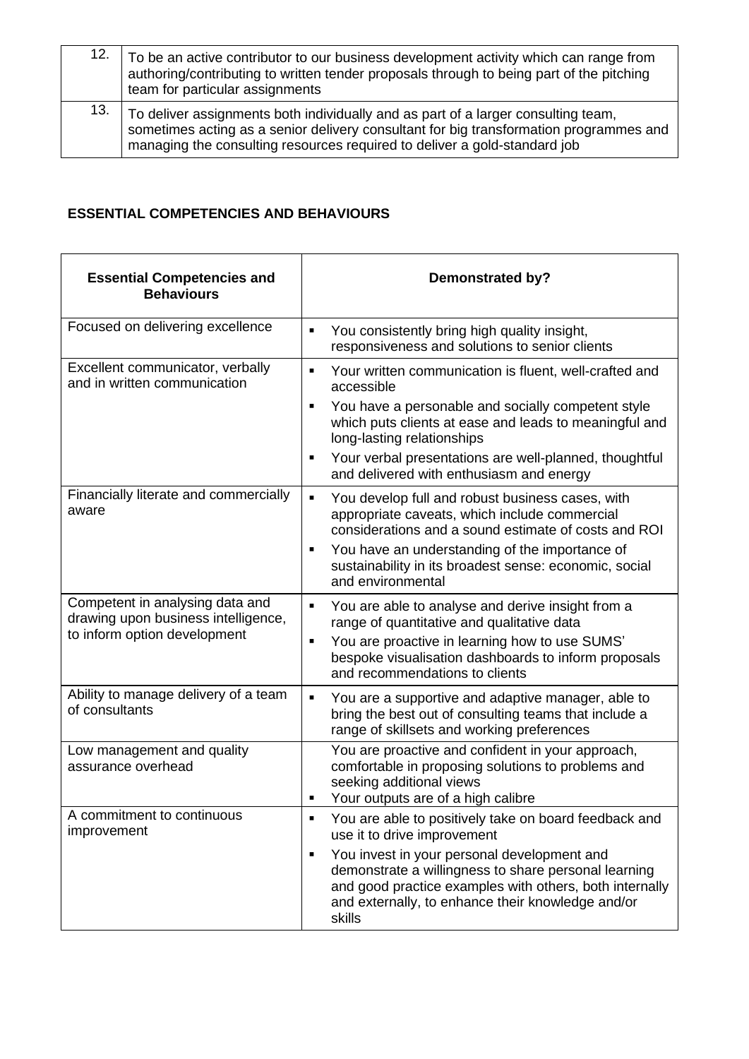| | |
|---|---|
| 12. | To be an active contributor to our business development activity which can range from authoring/contributing to written tender proposals through to being part of the pitching team for particular assignments |
| 13. | To deliver assignments both individually and as part of a larger consulting team, sometimes acting as a senior delivery consultant for big transformation programmes and managing the consulting resources required to deliver a gold-standard job |

**ESSENTIAL COMPETENCIES AND BEHAVIOURS**

| **Essential Competencies and Behaviours** | **Demonstrated by?** |
|---|---|
| Focused on delivering excellence | ▪ You consistently bring high quality insight, responsiveness and solutions to senior clients |
| Excellent communicator, verbally and in written communication | ▪ Your written communication is fluent, well-crafted and accessible<br>▪ You have a personable and socially competent style which puts clients at ease and leads to meaningful and long-lasting relationships<br>▪ Your verbal presentations are well-planned, thoughtful and delivered with enthusiasm and energy |
| Financially literate and commercially aware | ▪ You develop full and robust business cases, with appropriate caveats, which include commercial considerations and a sound estimate of costs and ROI<br>▪ You have an understanding of the importance of sustainability in its broadest sense: economic, social and environmental |
| Competent in analysing data and drawing upon business intelligence, to inform option development | ▪ You are able to analyse and derive insight from a range of quantitative and qualitative data<br>▪ You are proactive in learning how to use SUMS' bespoke visualisation dashboards to inform proposals and recommendations to clients |
| Ability to manage delivery of a team of consultants | ▪ You are a supportive and adaptive manager, able to bring the best out of consulting teams that include a range of skillsets and working preferences |
| Low management and quality assurance overhead | You are proactive and confident in your approach, comfortable in proposing solutions to problems and seeking additional views<br>▪ Your outputs are of a high calibre |
| A commitment to continuous improvement | ▪ You are able to positively take on board feedback and use it to drive improvement<br>▪ You invest in your personal development and demonstrate a willingness to share personal learning and good practice examples with others, both internally and externally, to enhance their knowledge and/or skills |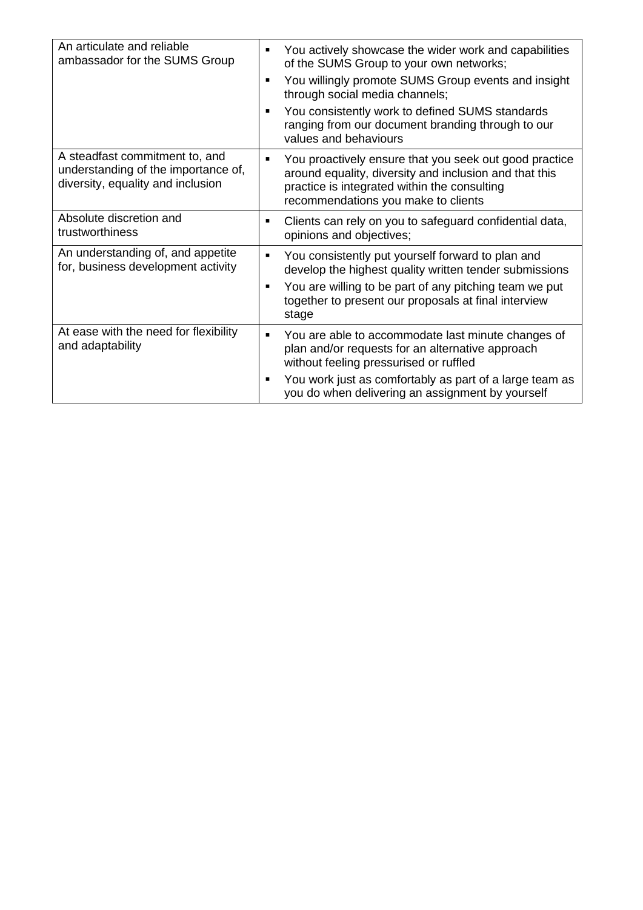| | |
|---|---|
| An articulate and reliable ambassador for the SUMS Group | ▪ You actively showcase the wider work and capabilities of the SUMS Group to your own networks;<br>▪ You willingly promote SUMS Group events and insight through social media channels;<br>▪ You consistently work to defined SUMS standards ranging from our document branding through to our values and behaviours |
| A steadfast commitment to, and understanding of the importance of, diversity, equality and inclusion | ▪ You proactively ensure that you seek out good practice around equality, diversity and inclusion and that this practice is integrated within the consulting recommendations you make to clients |
| Absolute discretion and trustworthiness | ▪ Clients can rely on you to safeguard confidential data, opinions and objectives; |
| An understanding of, and appetite for, business development activity | ▪ You consistently put yourself forward to plan and develop the highest quality written tender submissions<br>▪ You are willing to be part of any pitching team we put together to present our proposals at final interview stage |
| At ease with the need for flexibility and adaptability | ▪ You are able to accommodate last minute changes of plan and/or requests for an alternative approach without feeling pressurised or ruffled<br>▪ You work just as comfortably as part of a large team as you do when delivering an assignment by yourself |